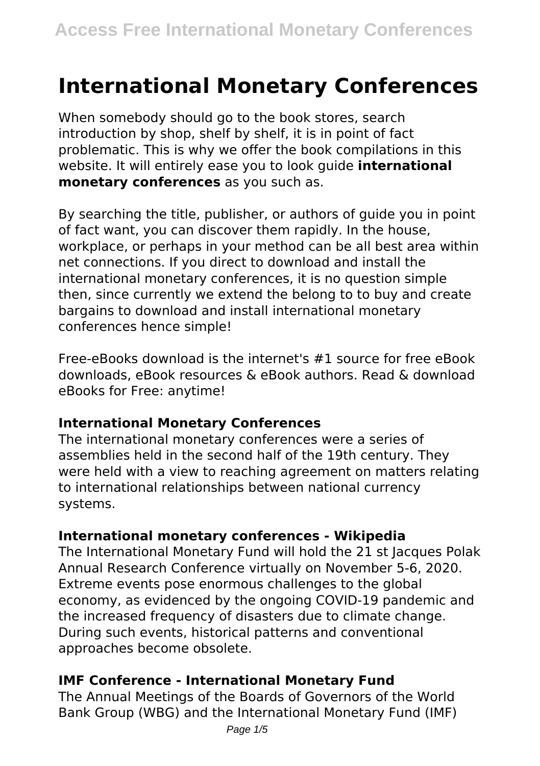# International Monetary Conferences

When somebody should go to the book stores, search introduction by shop, shelf by shelf, it is in point of fact problematic. This is why we offer the book compilations in this website. It will entirely ease you to look guide **international monetary conferences** as you such as.

By searching the title, publisher, or authors of guide you in point of fact want, you can discover them rapidly. In the house, workplace, or perhaps in your method can be all best area within net connections. If you direct to download and install the international monetary conferences, it is no question simple then, since currently we extend the belong to to buy and create bargains to download and install international monetary conferences hence simple!

Free-eBooks download is the internet's #1 source for free eBook downloads, eBook resources & eBook authors. Read & download eBooks for Free: anytime!

### International Monetary Conferences

The international monetary conferences were a series of assemblies held in the second half of the 19th century. They were held with a view to reaching agreement on matters relating to international relationships between national currency systems.

### International monetary conferences - Wikipedia

The International Monetary Fund will hold the 21 st Jacques Polak Annual Research Conference virtually on November 5-6, 2020. Extreme events pose enormous challenges to the global economy, as evidenced by the ongoing COVID-19 pandemic and the increased frequency of disasters due to climate change. During such events, historical patterns and conventional approaches become obsolete.

### IMF Conference - International Monetary Fund

The Annual Meetings of the Boards of Governors of the World Bank Group (WBG) and the International Monetary Fund (IMF)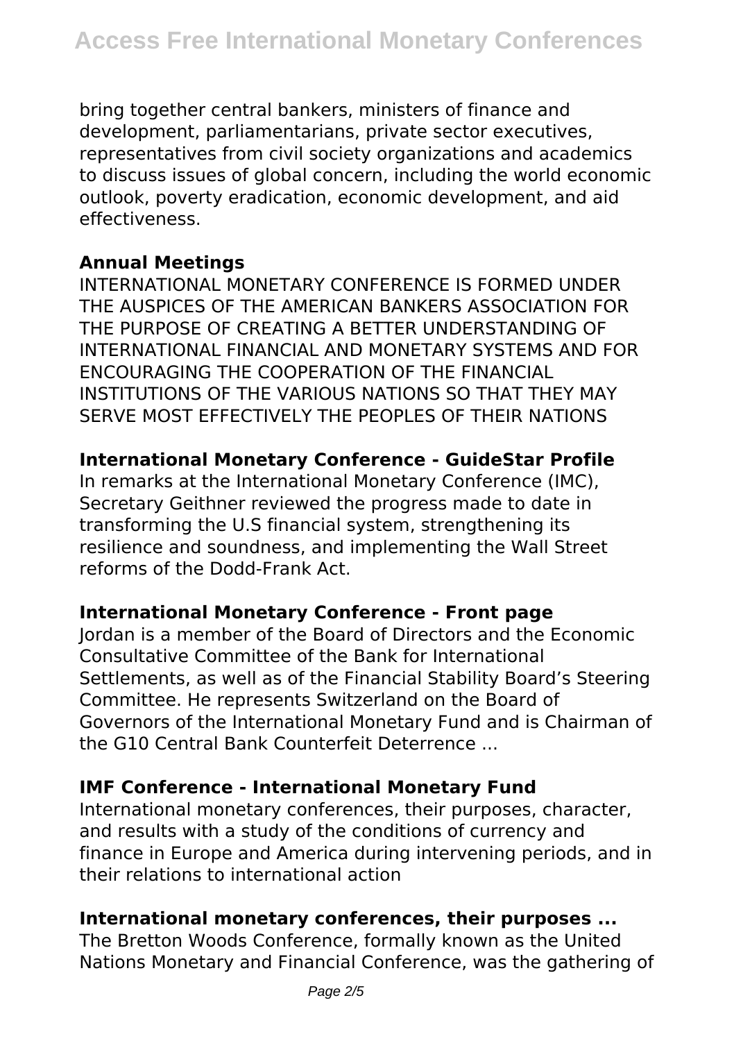bring together central bankers, ministers of finance and development, parliamentarians, private sector executives, representatives from civil society organizations and academics to discuss issues of global concern, including the world economic outlook, poverty eradication, economic development, and aid effectiveness.

**Annual Meetings**

INTERNATIONAL MONETARY CONFERENCE IS FORMED UNDER THE AUSPICES OF THE AMERICAN BANKERS ASSOCIATION FOR THE PURPOSE OF CREATING A BETTER UNDERSTANDING OF INTERNATIONAL FINANCIAL AND MONETARY SYSTEMS AND FOR ENCOURAGING THE COOPERATION OF THE FINANCIAL INSTITUTIONS OF THE VARIOUS NATIONS SO THAT THEY MAY SERVE MOST EFFECTIVELY THE PEOPLES OF THEIR NATIONS

**International Monetary Conference - GuideStar Profile**

In remarks at the International Monetary Conference (IMC), Secretary Geithner reviewed the progress made to date in transforming the U.S financial system, strengthening its resilience and soundness, and implementing the Wall Street reforms of the Dodd-Frank Act.

**International Monetary Conference - Front page**

Jordan is a member of the Board of Directors and the Economic Consultative Committee of the Bank for International Settlements, as well as of the Financial Stability Board's Steering Committee. He represents Switzerland on the Board of Governors of the International Monetary Fund and is Chairman of the G10 Central Bank Counterfeit Deterrence ...

**IMF Conference - International Monetary Fund**

International monetary conferences, their purposes, character, and results with a study of the conditions of currency and finance in Europe and America during intervening periods, and in their relations to international action

**International monetary conferences, their purposes ...**

The Bretton Woods Conference, formally known as the United Nations Monetary and Financial Conference, was the gathering of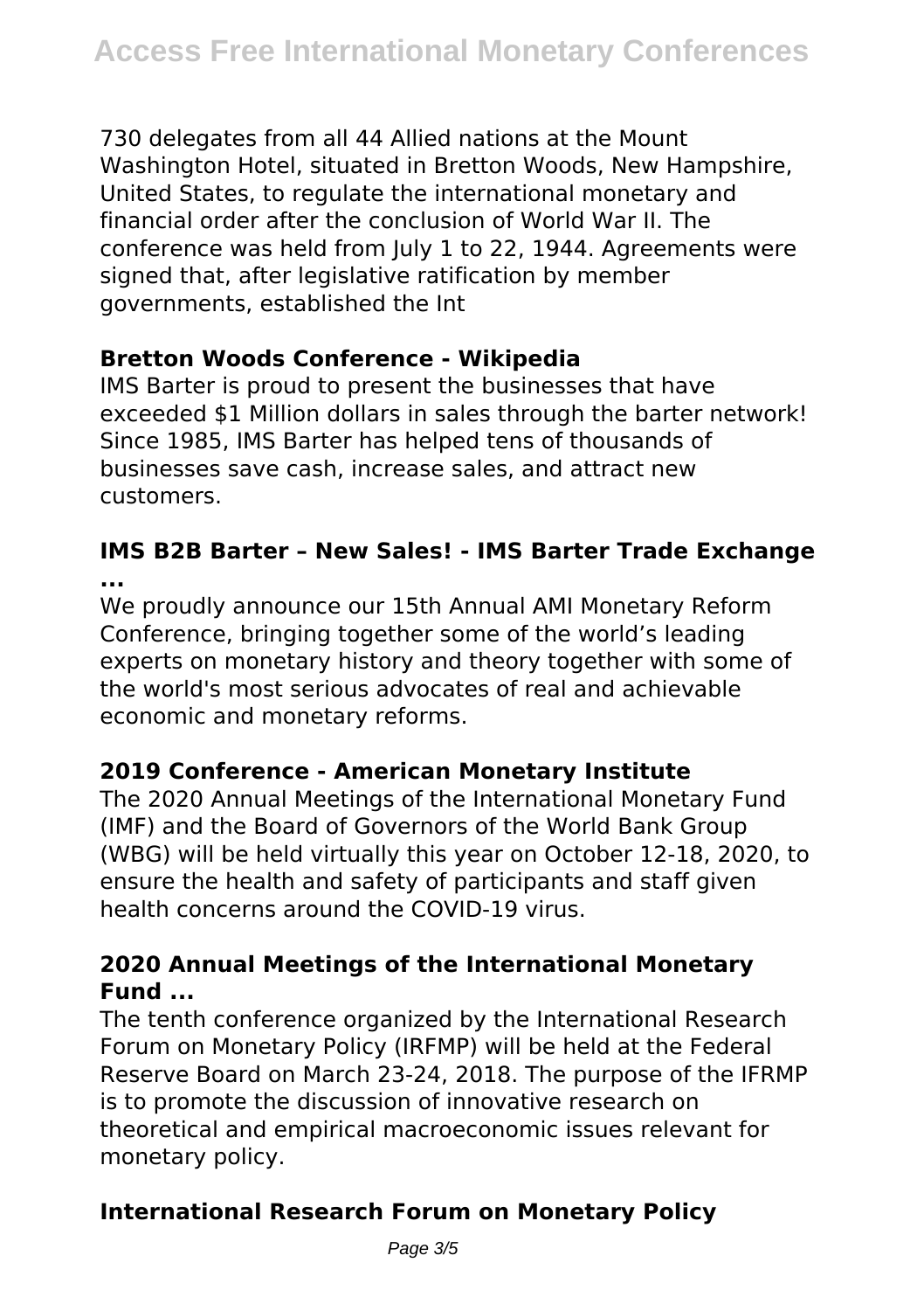730 delegates from all 44 Allied nations at the Mount Washington Hotel, situated in Bretton Woods, New Hampshire, United States, to regulate the international monetary and financial order after the conclusion of World War II. The conference was held from July 1 to 22, 1944. Agreements were signed that, after legislative ratification by member governments, established the Int

### Bretton Woods Conference - Wikipedia

IMS Barter is proud to present the businesses that have exceeded $1 Million dollars in sales through the barter network! Since 1985, IMS Barter has helped tens of thousands of businesses save cash, increase sales, and attract new customers.

### IMS B2B Barter – New Sales! - IMS Barter Trade Exchange ...

We proudly announce our 15th Annual AMI Monetary Reform Conference, bringing together some of the world's leading experts on monetary history and theory together with some of the world's most serious advocates of real and achievable economic and monetary reforms.

### 2019 Conference - American Monetary Institute

The 2020 Annual Meetings of the International Monetary Fund (IMF) and the Board of Governors of the World Bank Group (WBG) will be held virtually this year on October 12-18, 2020, to ensure the health and safety of participants and staff given health concerns around the COVID-19 virus.

### 2020 Annual Meetings of the International Monetary Fund ...

The tenth conference organized by the International Research Forum on Monetary Policy (IRFMP) will be held at the Federal Reserve Board on March 23-24, 2018. The purpose of the IFRMP is to promote the discussion of innovative research on theoretical and empirical macroeconomic issues relevant for monetary policy.

### International Research Forum on Monetary Policy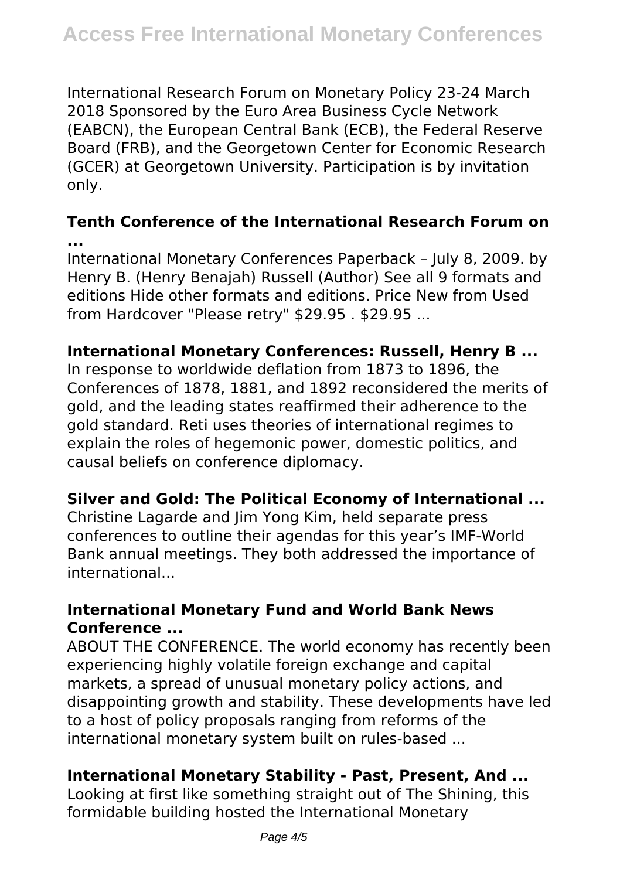International Research Forum on Monetary Policy 23-24 March 2018 Sponsored by the Euro Area Business Cycle Network (EABCN), the European Central Bank (ECB), the Federal Reserve Board (FRB), and the Georgetown Center for Economic Research (GCER) at Georgetown University. Participation is by invitation only.

### Tenth Conference of the International Research Forum on ...

International Monetary Conferences Paperback – July 8, 2009. by Henry B. (Henry Benajah) Russell (Author) See all 9 formats and editions Hide other formats and editions. Price New from Used from Hardcover "Please retry" $29.95 . $29.95 ...

### International Monetary Conferences: Russell, Henry B ...

In response to worldwide deflation from 1873 to 1896, the Conferences of 1878, 1881, and 1892 reconsidered the merits of gold, and the leading states reaffirmed their adherence to the gold standard. Reti uses theories of international regimes to explain the roles of hegemonic power, domestic politics, and causal beliefs on conference diplomacy.

### Silver and Gold: The Political Economy of International ...

Christine Lagarde and Jim Yong Kim, held separate press conferences to outline their agendas for this year's IMF-World Bank annual meetings. They both addressed the importance of international...

### International Monetary Fund and World Bank News Conference ...

ABOUT THE CONFERENCE. The world economy has recently been experiencing highly volatile foreign exchange and capital markets, a spread of unusual monetary policy actions, and disappointing growth and stability. These developments have led to a host of policy proposals ranging from reforms of the international monetary system built on rules-based ...

### International Monetary Stability - Past, Present, And ...

Looking at first like something straight out of The Shining, this formidable building hosted the International Monetary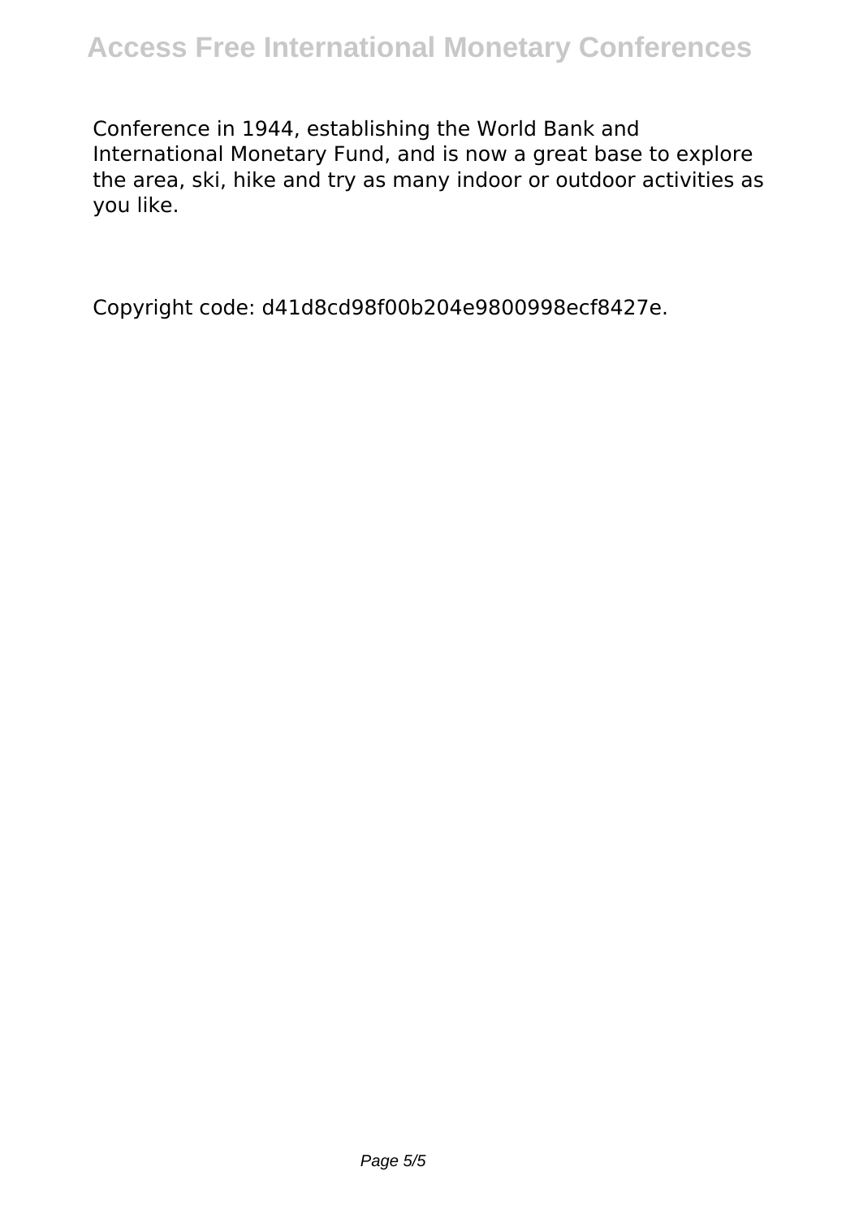Conference in 1944, establishing the World Bank and International Monetary Fund, and is now a great base to explore the area, ski, hike and try as many indoor or outdoor activities as you like.

Copyright code: d41d8cd98f00b204e9800998ecf8427e.